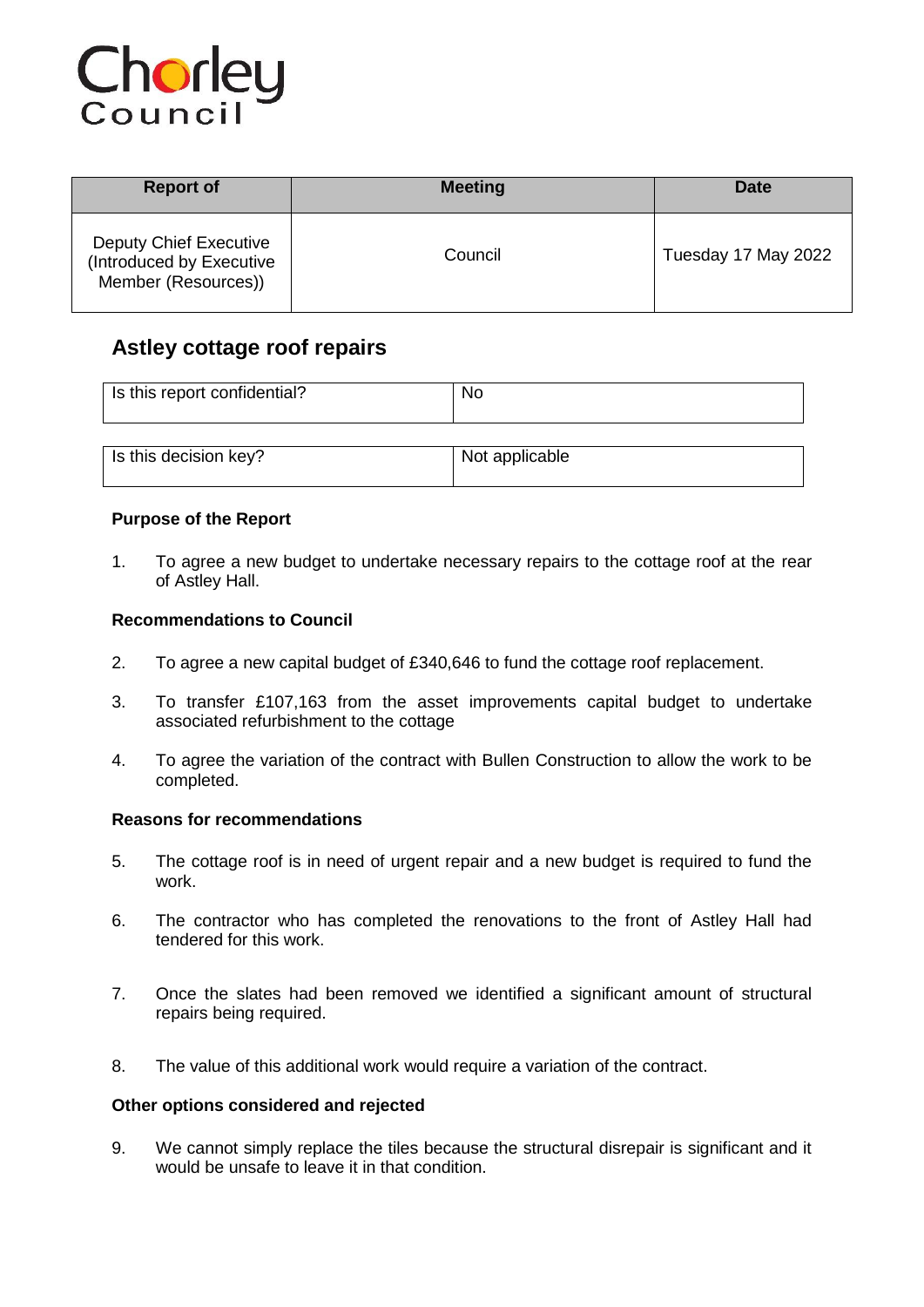Chorley Council

| Report of | Meeting | Date |
| --- | --- | --- |
| Deputy Chief Executive (Introduced by Executive Member (Resources)) | Council | Tuesday 17 May 2022 |

# Astley cottage roof repairs

| Is this report confidential? | No |
| --- | --- |

| Is this decision key? | Not applicable |
| --- | --- |

### Purpose of the Report

1. To agree a new budget to undertake necessary repairs to the cottage roof at the rear of Astley Hall.

### Recommendations to Council

2. To agree a new capital budget of £340,646 to fund the cottage roof replacement.

3. To transfer £107,163 from the asset improvements capital budget to undertake associated refurbishment to the cottage

4. To agree the variation of the contract with Bullen Construction to allow the work to be completed.

### Reasons for recommendations

5. The cottage roof is in need of urgent repair and a new budget is required to fund the work.

6. The contractor who has completed the renovations to the front of Astley Hall had tendered for this work.

7. Once the slates had been removed we identified a significant amount of structural repairs being required.

8. The value of this additional work would require a variation of the contract.

### Other options considered and rejected

9. We cannot simply replace the tiles because the structural disrepair is significant and it would be unsafe to leave it in that condition.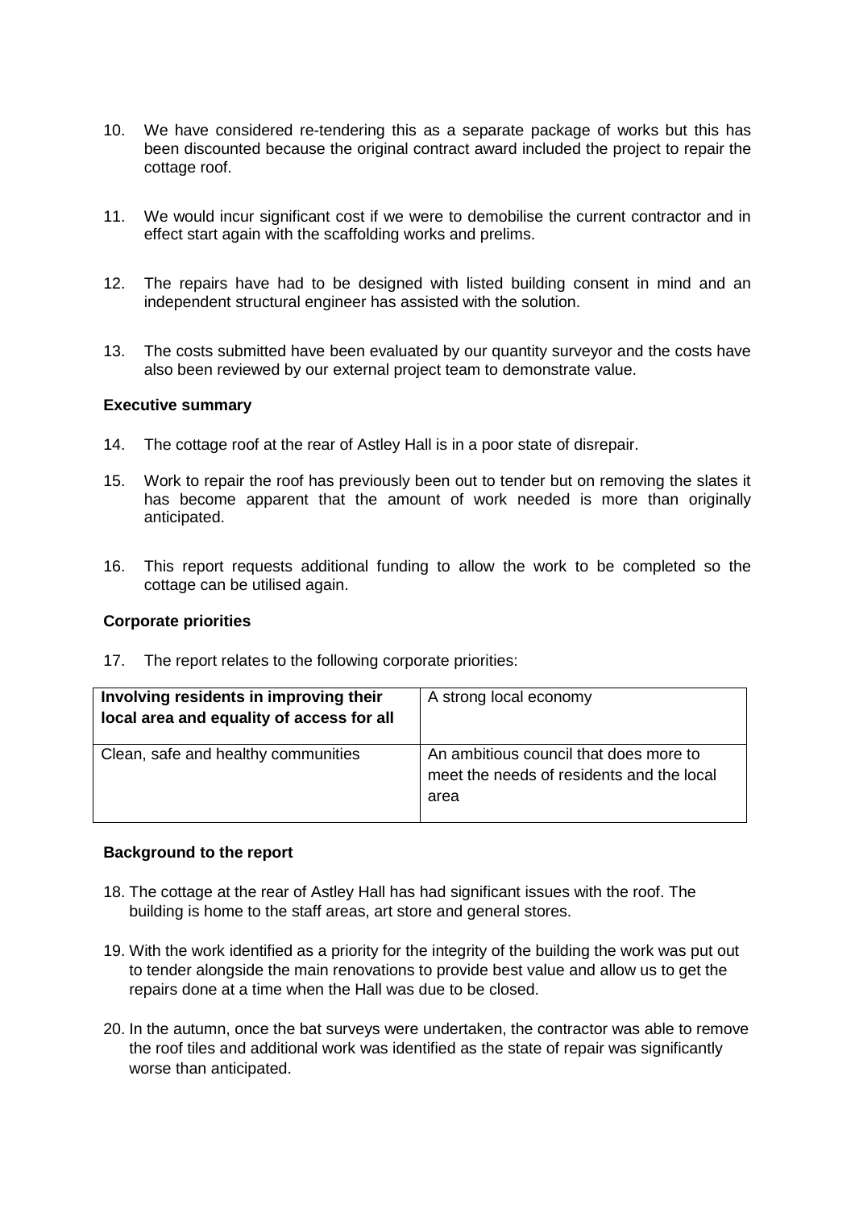10. We have considered re-tendering this as a separate package of works but this has been discounted because the original contract award included the project to repair the cottage roof.

11. We would incur significant cost if we were to demobilise the current contractor and in effect start again with the scaffolding works and prelims.

12. The repairs have had to be designed with listed building consent in mind and an independent structural engineer has assisted with the solution.

13. The costs submitted have been evaluated by our quantity surveyor and the costs have also been reviewed by our external project team to demonstrate value.

**Executive summary**

14. The cottage roof at the rear of Astley Hall is in a poor state of disrepair.

15. Work to repair the roof has previously been out to tender but on removing the slates it has become apparent that the amount of work needed is more than originally anticipated.

16. This report requests additional funding to allow the work to be completed so the cottage can be utilised again.

**Corporate priorities**

17. The report relates to the following corporate priorities:

| **Involving residents in improving their local area and equality of access for all** | A strong local economy |
|---|---|
| Clean, safe and healthy communities | An ambitious council that does more to meet the needs of residents and the local area |

**Background to the report**

18. The cottage at the rear of Astley Hall has had significant issues with the roof. The building is home to the staff areas, art store and general stores.

19. With the work identified as a priority for the integrity of the building the work was put out to tender alongside the main renovations to provide best value and allow us to get the repairs done at a time when the Hall was due to be closed.

20. In the autumn, once the bat surveys were undertaken, the contractor was able to remove the roof tiles and additional work was identified as the state of repair was significantly worse than anticipated.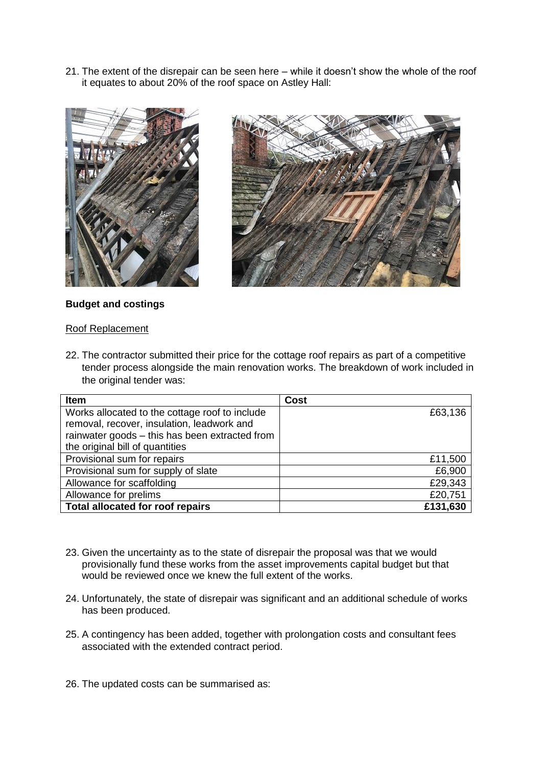21. The extent of the disrepair can be seen here – while it doesn't show the whole of the roof it equates to about 20% of the roof space on Astley Hall:

**Budget and costings**

Roof Replacement

22. The contractor submitted their price for the cottage roof repairs as part of a competitive tender process alongside the main renovation works. The breakdown of work included in the original tender was:

| Item | Cost |
|---|---|
| Works allocated to the cottage roof to include removal, recover, insulation, leadwork and rainwater goods – this has been extracted from the original bill of quantities | £63,136 |
| Provisional sum for repairs | £11,500 |
| Provisional sum for supply of slate | £6,900 |
| Allowance for scaffolding | £29,343 |
| Allowance for prelims | £20,751 |
| **Total allocated for roof repairs** | **£131,630** |

23. Given the uncertainty as to the state of disrepair the proposal was that we would provisionally fund these works from the asset improvements capital budget but that would be reviewed once we knew the full extent of the works.

24. Unfortunately, the state of disrepair was significant and an additional schedule of works has been produced.

25. A contingency has been added, together with prolongation costs and consultant fees associated with the extended contract period.

26. The updated costs can be summarised as: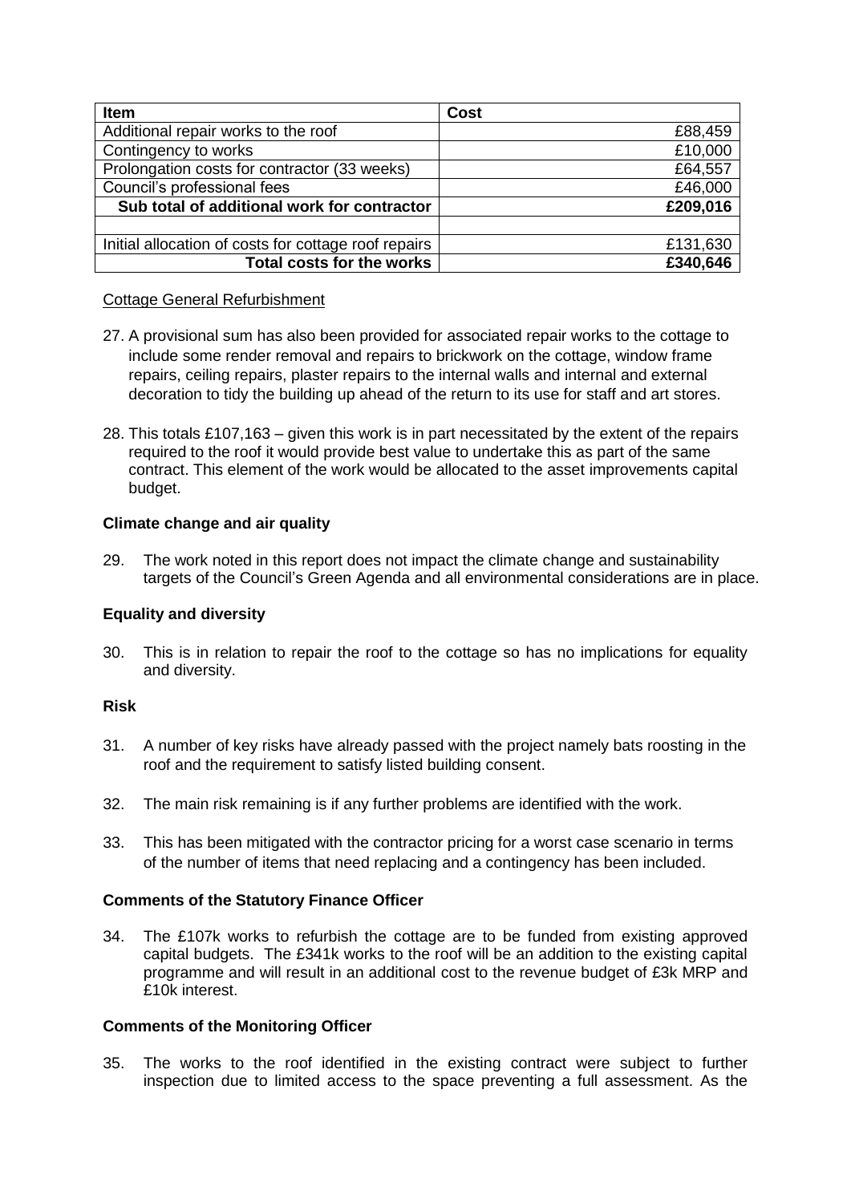| Item | Cost |
| --- | --- |
| Additional repair works to the roof | £88,459 |
| Contingency to works | £10,000 |
| Prolongation costs for contractor (33 weeks) | £64,557 |
| Council's professional fees | £46,000 |
| **Sub total of additional work for contractor** | **£209,016** |
| | |
| Initial allocation of costs for cottage roof repairs | £131,630 |
| **Total costs for the works** | **£340,646** |

Cottage General Refurbishment

27. A provisional sum has also been provided for associated repair works to the cottage to include some render removal and repairs to brickwork on the cottage, window frame repairs, ceiling repairs, plaster repairs to the internal walls and internal and external decoration to tidy the building up ahead of the return to its use for staff and art stores.

28. This totals £107,163 – given this work is in part necessitated by the extent of the repairs required to the roof it would provide best value to undertake this as part of the same contract. This element of the work would be allocated to the asset improvements capital budget.

**Climate change and air quality**

29. The work noted in this report does not impact the climate change and sustainability targets of the Council's Green Agenda and all environmental considerations are in place.

**Equality and diversity**

30. This is in relation to repair the roof to the cottage so has no implications for equality and diversity.

**Risk**

31. A number of key risks have already passed with the project namely bats roosting in the roof and the requirement to satisfy listed building consent.

32. The main risk remaining is if any further problems are identified with the work.

33. This has been mitigated with the contractor pricing for a worst case scenario in terms of the number of items that need replacing and a contingency has been included.

**Comments of the Statutory Finance Officer**

34. The £107k works to refurbish the cottage are to be funded from existing approved capital budgets. The £341k works to the roof will be an addition to the existing capital programme and will result in an additional cost to the revenue budget of £3k MRP and £10k interest.

**Comments of the Monitoring Officer**

35. The works to the roof identified in the existing contract were subject to further inspection due to limited access to the space preventing a full assessment. As the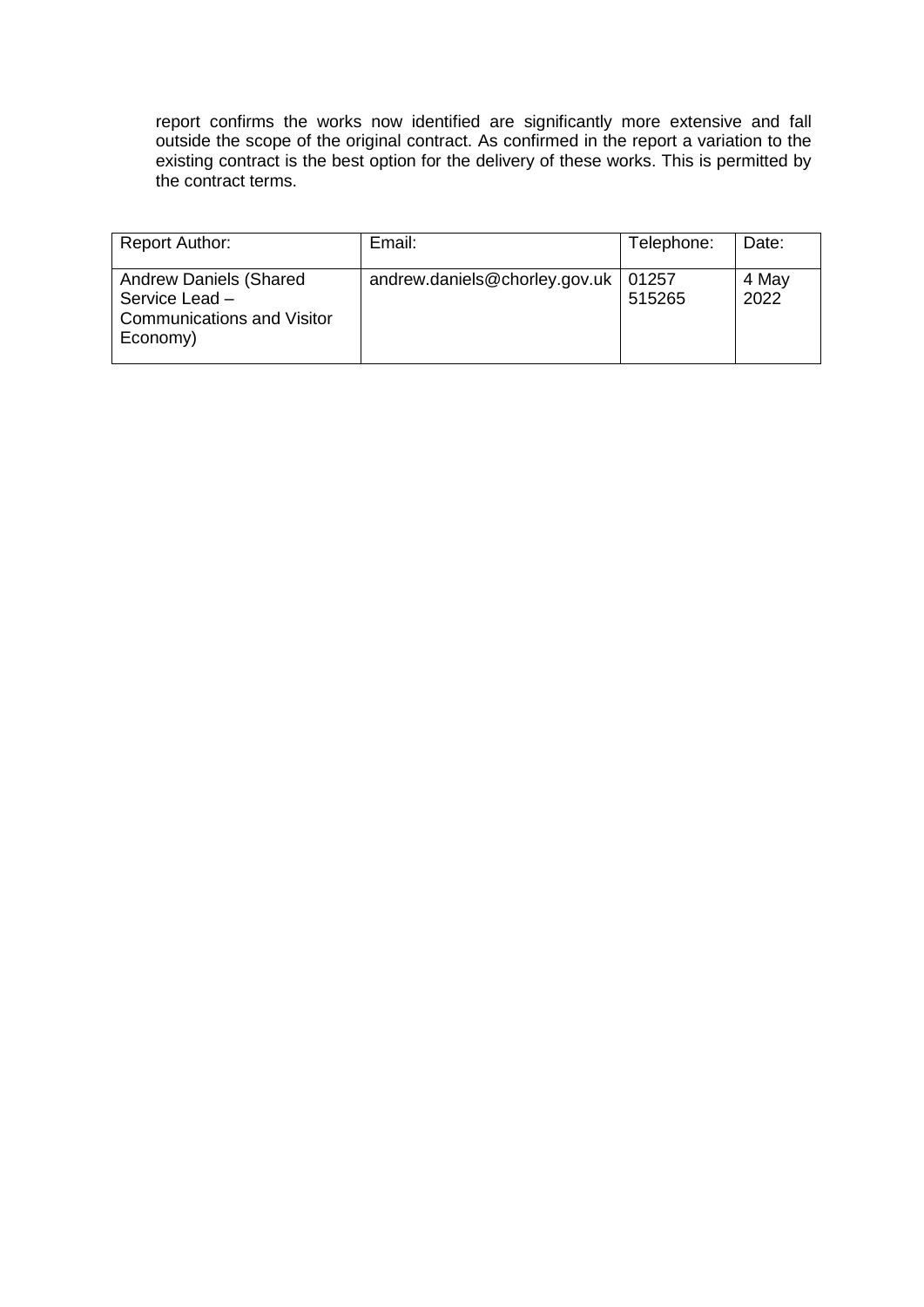report confirms the works now identified are significantly more extensive and fall outside the scope of the original contract. As confirmed in the report a variation to the existing contract is the best option for the delivery of these works. This is permitted by the contract terms.

| Report Author: | Email: | Telephone: | Date: |
|---|---|---|---|
| Andrew Daniels (Shared Service Lead – Communications and Visitor Economy) | andrew.daniels@chorley.gov.uk | 01257 515265 | 4 May 2022 |